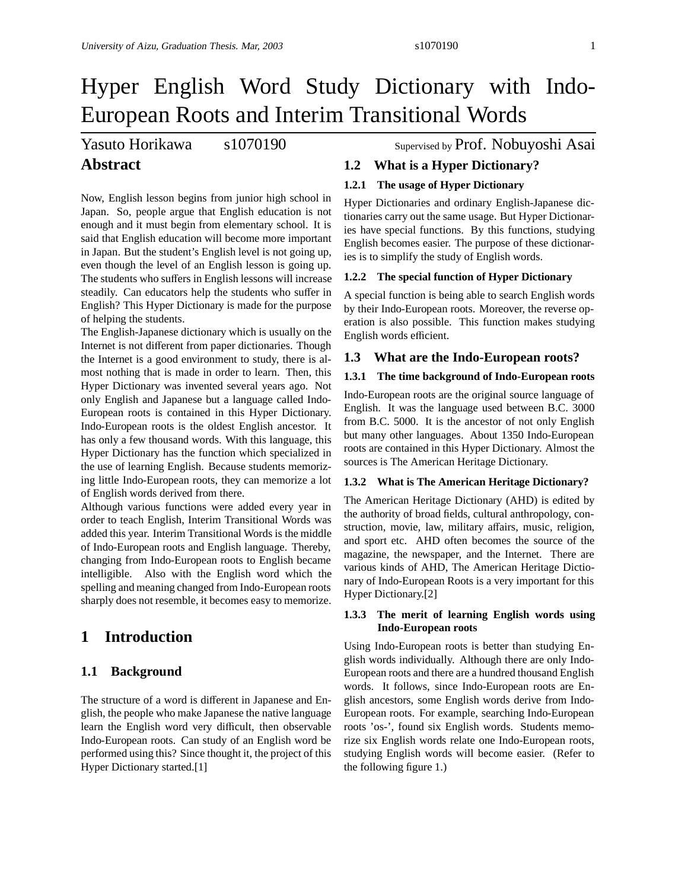# Hyper English Word Study Dictionary with Indo-European Roots and Interim Transitional Words

Yasuto Horikawa s1070190 Supervised by Prof. Nobuyoshi Asai

## Abstract

Now, English lesson begins from junior high school in Japan. So, people argue that English education is not enough and it must begin from elementary school. It is said that English education will become more important in Japan. But the student's English level is not going up, even though the level of an English lesson is going up. The students who suffers in English lessons will increase steadily. Can educators help the students who suffer in English? This Hyper Dictionary is made for the purpose of helping the students.

The English-Japanese dictionary which is usually on the Internet is not different from paper dictionaries. Though the Internet is a good environment to study, there is almost nothing that is made in order to learn. Then, this Hyper Dictionary was invented several years ago. Not only English and Japanese but a language called Indo-European roots is contained in this Hyper Dictionary. Indo-European roots is the oldest English ancestor. It has only a few thousand words. With this language, this Hyper Dictionary has the function which specialized in the use of learning English. Because students memorizing little Indo-European roots, they can memorize a lot of English words derived from there.

Although various functions were added every year in order to teach English, Interim Transitional Words was added this year. Interim Transitional Words is the middle of Indo-European roots and English language. Thereby, changing from Indo-European roots to English became intelligible. Also with the English word which the spelling and meaning changed from Indo-European roots sharply does not resemble, it becomes easy to memorize.

## 1 Introduction

### 1.1 Background

The structure of a word is different in Japanese and English, the people who make Japanese the native language learn the English word very difficult, then observable Indo-European roots. Can study of an English word be performed using this? Since thought it, the project of this Hyper Dictionary started.[1]

### 1.2 What is a Hyper Dictionary?

#### 1.2.1 The usage of Hyper Dictionary

Hyper Dictionaries and ordinary English-Japanese dictionaries carry out the same usage. But Hyper Dictionaries have special functions. By this functions, studying English becomes easier. The purpose of these dictionaries is to simplify the study of English words.

#### 1.2.2 The special function of Hyper Dictionary

A special function is being able to search English words by their Indo-European roots. Moreover, the reverse operation is also possible. This function makes studying English words efficient.

### 1.3 What are the Indo-European roots?

#### 1.3.1 The time background of Indo-European roots

Indo-European roots are the original source language of English. It was the language used between B.C. 3000 from B.C. 5000. It is the ancestor of not only English but many other languages. About 1350 Indo-European roots are contained in this Hyper Dictionary. Almost the sources is The American Heritage Dictionary.

#### 1.3.2 What is The American Heritage Dictionary?

The American Heritage Dictionary (AHD) is edited by the authority of broad fields, cultural anthropology, construction, movie, law, military affairs, music, religion, and sport etc. AHD often becomes the source of the magazine, the newspaper, and the Internet. There are various kinds of AHD, The American Heritage Dictionary of Indo-European Roots is a very important for this Hyper Dictionary.[2]

#### 1.3.3 The merit of learning English words using Indo-European roots

Using Indo-European roots is better than studying English words individually. Although there are only Indo-European roots and there are a hundred thousand English words. It follows, since Indo-European roots are English ancestors, some English words derive from Indo-European roots. For example, searching Indo-European roots 'os-', found six English words. Students memorize six English words relate one Indo-European roots, studying English words will become easier. (Refer to the following figure 1.)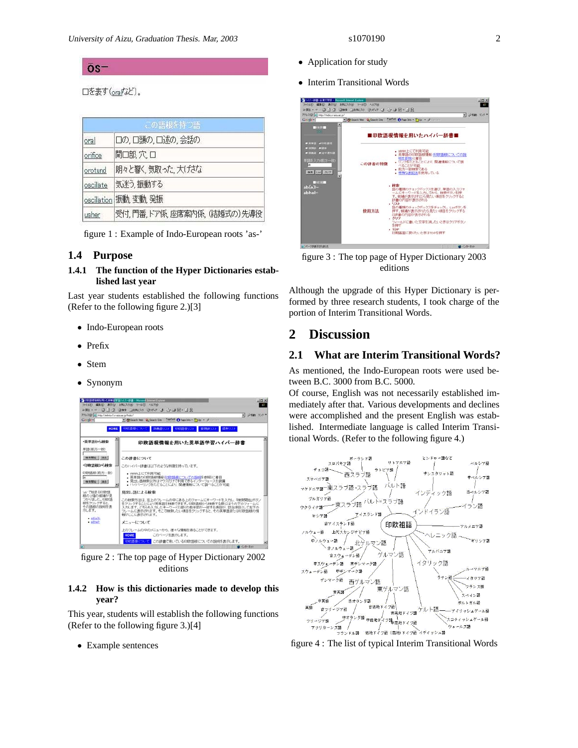ōs−

口を表す(oralなど)。

| この語根を持つ語 | |
|---|---|
| oral | 口の, 口頭の, 口述の, 会話の |
| orifice | 開口部, 穴, 口 |
| orotund | 朗々と響く, 気取った, 大げさな |
| oscillate | 気迷う, 振動する |
| oscillation | 振動, 変動, 発振 |
| usher | 受付, 門番, ドア係, 座席案内係, (結婚式の)先導役 |

figure 1 : Example of Indo-European roots 'as-'

## 1.4 Purpose

### 1.4.1 The function of the Hyper Dictionaries established last year

Last year students established the following functions (Refer to the following figure 2.)[3]

- Indo-European roots
- Prefix
- Stem
- Synonym

figure 2 : The top page of Hyper Dictionary 2002 editions

### 1.4.2 How is this dictionaries made to develop this year?

This year, students will establish the following functions (Refer to the following figure 3.)[4]

- Example sentences
- Application for study
- Interim Transitional Words

figure 3 : The top page of Hyper Dictionary 2003 editions

Although the upgrade of this Hyper Dictionary is performed by three research students, I took charge of the portion of Interim Transitional Words.

# 2 Discussion

## 2.1 What are Interim Transitional Words?

As mentioned, the Indo-European roots were used between B.C. 3000 from B.C. 5000.

Of course, English was not necessarily established immediately after that. Various developments and declines were accomplished and the present English was established. Intermediate language is called Interim Transitional Words. (Refer to the following figure 4.)

figure 4 : The list of typical Interim Transitional Words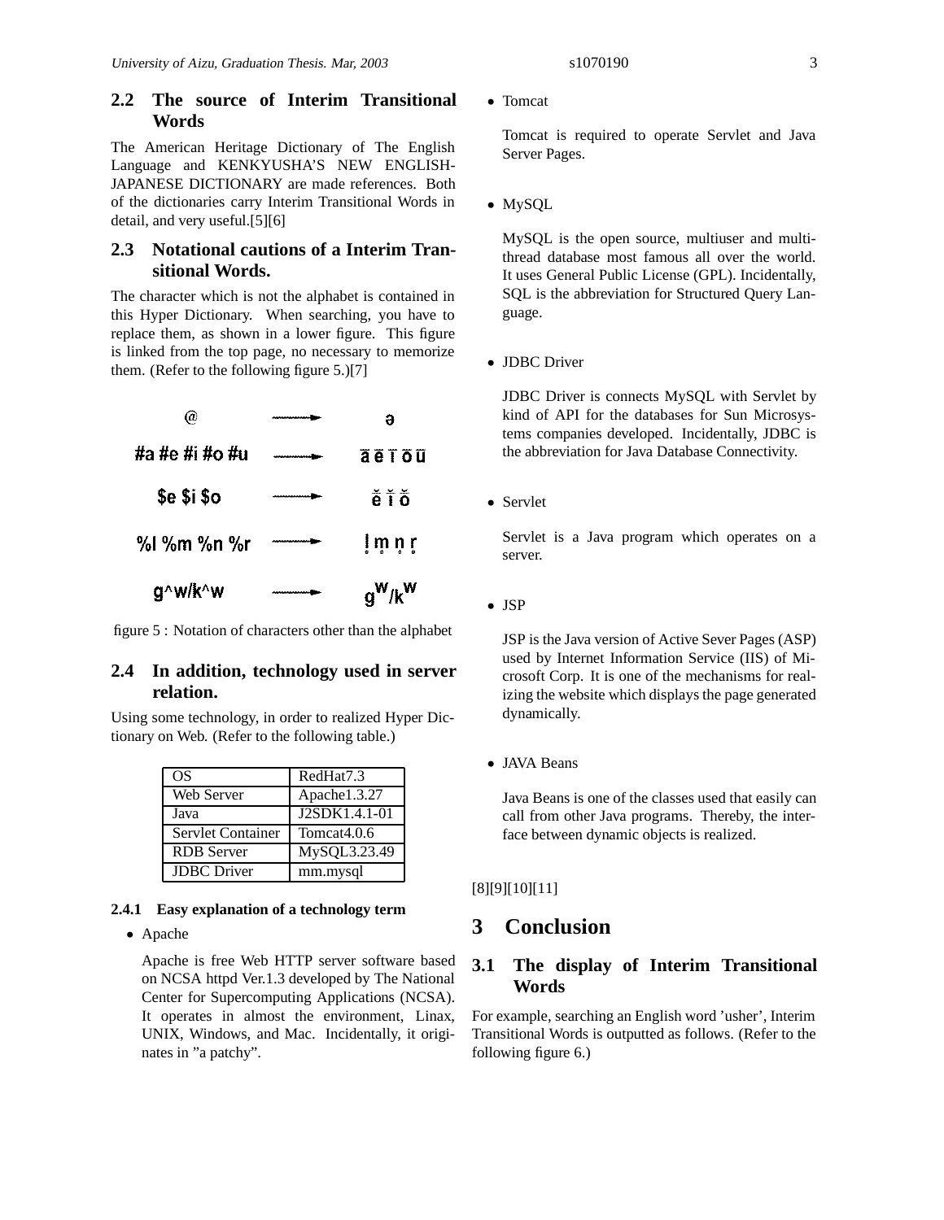## 2.2 The source of Interim Transitional Words

The American Heritage Dictionary of The English Language and KENKYUSHA'S NEW ENGLISH-JAPANESE DICTIONARY are made references. Both of the dictionaries carry Interim Transitional Words in detail, and very useful.[5][6]

## 2.3 Notational cautions of a Interim Transitional Words.

The character which is not the alphabet is contained in this Hyper Dictionary. When searching, you have to replace them, as shown in a lower figure. This figure is linked from the top page, no necessary to memorize them. (Refer to the following figure 5.)[7]

| Input | | Character |
|---|---|---|
| @ | → | ə |
| #a #e #i #o #u | → | ā ē ī ō ū |
| $e $i $o | → | ĕ ĭ ŏ |
| %l %m %n %r | → | l̥ m̥ n̥ r̥ |
| g^w/k^w | → | $g^w/k^w$ |

figure 5 : Notation of characters other than the alphabet

## 2.4 In addition, technology used in server relation.

Using some technology, in order to realized Hyper Dictionary on Web. (Refer to the following table.)

| | |
|---|---|
| OS | RedHat7.3 |
| Web Server | Apache1.3.27 |
| Java | J2SDK1.4.1-01 |
| Servlet Container | Tomcat4.0.6 |
| RDB Server | MySQL3.23.49 |
| JDBC Driver | mm.mysql |

### 2.4.1 Easy explanation of a technology term

- Apache

  Apache is free Web HTTP server software based on NCSA httpd Ver.1.3 developed by The National Center for Supercomputing Applications (NCSA). It operates in almost the environment, Linax, UNIX, Windows, and Mac. Incidentally, it originates in "a patchy".

- Tomcat

  Tomcat is required to operate Servlet and Java Server Pages.

- MySQL

  MySQL is the open source, multiuser and multithread database most famous all over the world. It uses General Public License (GPL). Incidentally, SQL is the abbreviation for Structured Query Language.

- JDBC Driver

  JDBC Driver is connects MySQL with Servlet by kind of API for the databases for Sun Microsystems companies developed. Incidentally, JDBC is the abbreviation for Java Database Connectivity.

- Servlet

  Servlet is a Java program which operates on a server.

- JSP

  JSP is the Java version of Active Sever Pages (ASP) used by Internet Information Service (IIS) of Microsoft Corp. It is one of the mechanisms for realizing the website which displays the page generated dynamically.

- JAVA Beans

  Java Beans is one of the classes used that easily can call from other Java programs. Thereby, the interface between dynamic objects is realized.

[8][9][10][11]

# 3 Conclusion

## 3.1 The display of Interim Transitional Words

For example, searching an English word 'usher', Interim Transitional Words is outputted as follows. (Refer to the following figure 6.)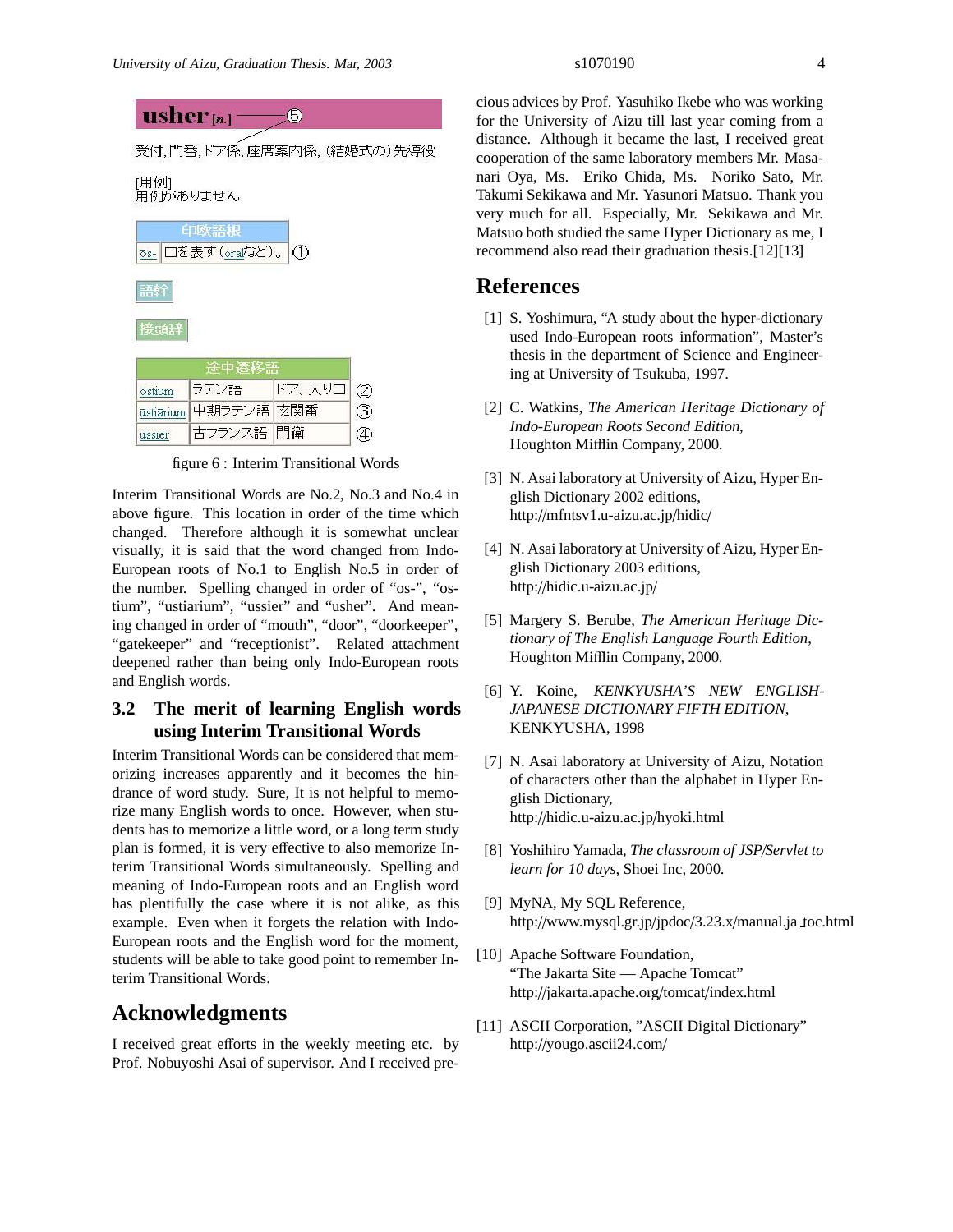**usher** [*n.*] ⑤

受付,門番,ドア係,座席案内係,(結婚式の)先導役

[用例]
用例がありません

| 印欧語根 | |
|---|---|
| ōs- | 口を表す(oralなど)。 ① |

語幹

接頭辞

| 途中遷移語 | | | |
|---|---|---|---|
| ōstium | ラテン語 | ドア、入り口 | ② |
| ūstiārium | 中期ラテン語 | 玄関番 | ③ |
| ussier | 古フランス語 | 門衛 | ④ |

figure 6 : Interim Transitional Words

Interim Transitional Words are No.2, No.3 and No.4 in above figure. This location in order of the time which changed. Therefore although it is somewhat unclear visually, it is said that the word changed from Indo-European roots of No.1 to English No.5 in order of the number. Spelling changed in order of "os-", "ostium", "ustiarium", "ussier" and "usher". And meaning changed in order of "mouth", "door", "doorkeeper", "gatekeeper" and "receptionist". Related attachment deepened rather than being only Indo-European roots and English words.

### 3.2 The merit of learning English words using Interim Transitional Words

Interim Transitional Words can be considered that memorizing increases apparently and it becomes the hindrance of word study. Sure, It is not helpful to memorize many English words to once. However, when students has to memorize a little word, or a long term study plan is formed, it is very effective to also memorize Interim Transitional Words simultaneously. Spelling and meaning of Indo-European roots and an English word has plentifully the case where it is not alike, as this example. Even when it forgets the relation with Indo-European roots and the English word for the moment, students will be able to take good point to remember Interim Transitional Words.

## Acknowledgments

I received great efforts in the weekly meeting etc. by Prof. Nobuyoshi Asai of supervisor. And I received precious advices by Prof. Yasuhiko Ikebe who was working for the University of Aizu till last year coming from a distance. Although it became the last, I received great cooperation of the same laboratory members Mr. Masanari Oya, Ms. Eriko Chida, Ms. Noriko Sato, Mr. Takumi Sekikawa and Mr. Yasunori Matsuo. Thank you very much for all. Especially, Mr. Sekikawa and Mr. Matsuo both studied the same Hyper Dictionary as me, I recommend also read their graduation thesis.[12][13]

## References

[1] S. Yoshimura, "A study about the hyper-dictionary used Indo-European roots information", Master's thesis in the department of Science and Engineering at University of Tsukuba, 1997.

[2] C. Watkins, *The American Heritage Dictionary of Indo-European Roots Second Edition*, Houghton Mifflin Company, 2000.

[3] N. Asai laboratory at University of Aizu, Hyper English Dictionary 2002 editions, http://mfntsv1.u-aizu.ac.jp/hidic/

[4] N. Asai laboratory at University of Aizu, Hyper English Dictionary 2003 editions, http://hidic.u-aizu.ac.jp/

[5] Margery S. Berube, *The American Heritage Dictionary of The English Language Fourth Edition*, Houghton Mifflin Company, 2000.

[6] Y. Koine, *KENKYUSHA'S NEW ENGLISH-JAPANESE DICTIONARY FIFTH EDITION*, KENKYUSHA, 1998

[7] N. Asai laboratory at University of Aizu, Notation of characters other than the alphabet in Hyper English Dictionary, http://hidic.u-aizu.ac.jp/hyoki.html

[8] Yoshihiro Yamada, *The classroom of JSP/Servlet to learn for 10 days*, Shoei Inc, 2000.

[9] MyNA, My SQL Reference, http://www.mysql.gr.jp/jpdoc/3.23.x/manual.ja_toc.html

[10] Apache Software Foundation, "The Jakarta Site — Apache Tomcat" http://jakarta.apache.org/tomcat/index.html

[11] ASCII Corporation, "ASCII Digital Dictionary" http://yougo.ascii24.com/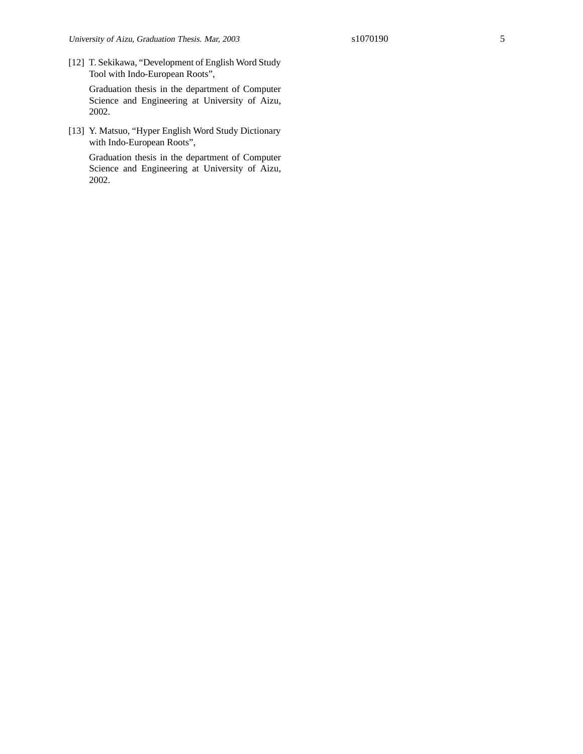[12] T. Sekikawa, "Development of English Word Study Tool with Indo-European Roots",

Graduation thesis in the department of Computer Science and Engineering at University of Aizu, 2002.

[13] Y. Matsuo, "Hyper English Word Study Dictionary with Indo-European Roots",

Graduation thesis in the department of Computer Science and Engineering at University of Aizu, 2002.